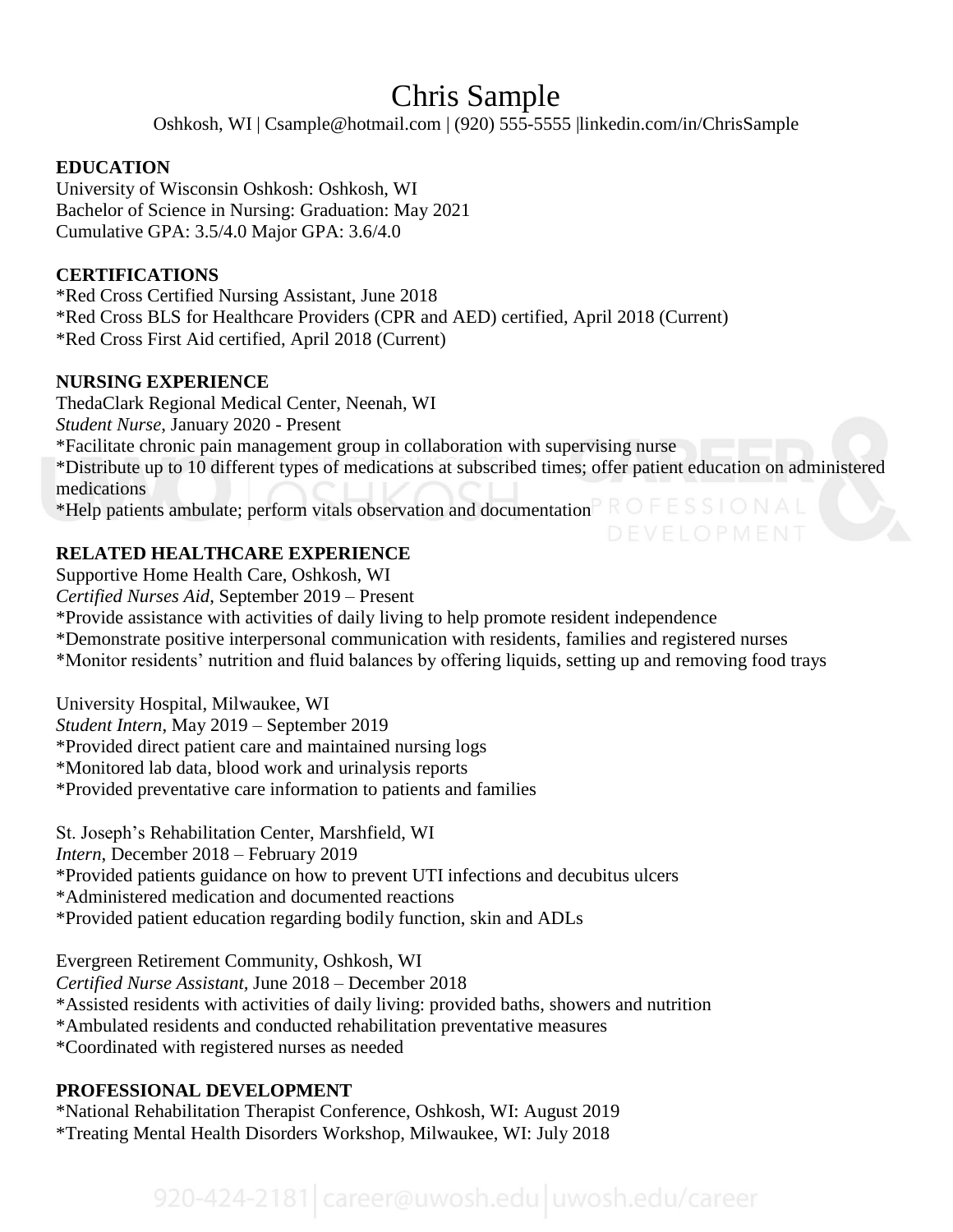# Chris Sample

Oshkosh, WI | Csample@hotmail.com | (920) 555-5555 |linkedin.com/in/ChrisSample

## EDUCATION

University of Wisconsin Oshkosh: Oshkosh, WI
Bachelor of Science in Nursing: Graduation: May 2021
Cumulative GPA: 3.5/4.0 Major GPA: 3.6/4.0

## CERTIFICATIONS

*Red Cross Certified Nursing Assistant, June 2018
*Red Cross BLS for Healthcare Providers (CPR and AED) certified, April 2018 (Current)
*Red Cross First Aid certified, April 2018 (Current)

## NURSING EXPERIENCE

ThedaClark Regional Medical Center, Neenah, WI
*Student Nurse*, January 2020 - Present
*Facilitate chronic pain management group in collaboration with supervising nurse
*Distribute up to 10 different types of medications at subscribed times; offer patient education on administered medications
*Help patients ambulate; perform vitals observation and documentation

## RELATED HEALTHCARE EXPERIENCE

Supportive Home Health Care, Oshkosh, WI
*Certified Nurses Aid*, September 2019 – Present
*Provide assistance with activities of daily living to help promote resident independence
*Demonstrate positive interpersonal communication with residents, families and registered nurses
*Monitor residents' nutrition and fluid balances by offering liquids, setting up and removing food trays

University Hospital, Milwaukee, WI
*Student Intern*, May 2019 – September 2019
*Provided direct patient care and maintained nursing logs
*Monitored lab data, blood work and urinalysis reports
*Provided preventative care information to patients and families

St. Joseph's Rehabilitation Center, Marshfield, WI
*Intern*, December 2018 – February 2019
*Provided patients guidance on how to prevent UTI infections and decubitus ulcers
*Administered medication and documented reactions
*Provided patient education regarding bodily function, skin and ADLs

Evergreen Retirement Community, Oshkosh, WI
*Certified Nurse Assistant,* June 2018 – December 2018
*Assisted residents with activities of daily living: provided baths, showers and nutrition
*Ambulated residents and conducted rehabilitation preventative measures
*Coordinated with registered nurses as needed

## PROFESSIONAL DEVELOPMENT

*National Rehabilitation Therapist Conference, Oshkosh, WI: August 2019
*Treating Mental Health Disorders Workshop, Milwaukee, WI: July 2018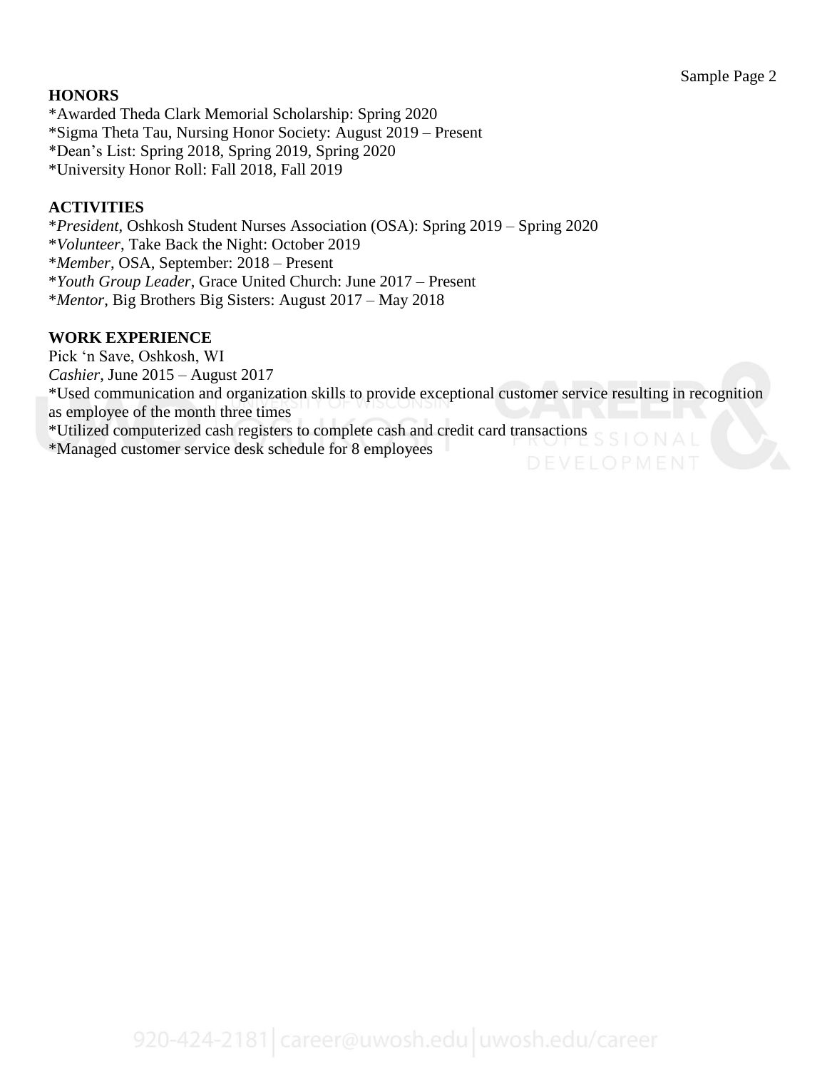## HONORS

*Awarded Theda Clark Memorial Scholarship: Spring 2020
*Sigma Theta Tau, Nursing Honor Society: August 2019 – Present
*Dean's List: Spring 2018, Spring 2019, Spring 2020
*University Honor Roll: Fall 2018, Fall 2019

## ACTIVITIES

**President*, Oshkosh Student Nurses Association (OSA): Spring 2019 – Spring 2020
**Volunteer*, Take Back the Night: October 2019
**Member*, OSA, September: 2018 – Present
**Youth Group Leader*, Grace United Church: June 2017 – Present
**Mentor*, Big Brothers Big Sisters: August 2017 – May 2018

## WORK EXPERIENCE

Pick 'n Save, Oshkosh, WI
*Cashier*, June 2015 – August 2017
*Used communication and organization skills to provide exceptional customer service resulting in recognition as employee of the month three times
*Utilized computerized cash registers to complete cash and credit card transactions
*Managed customer service desk schedule for 8 employees